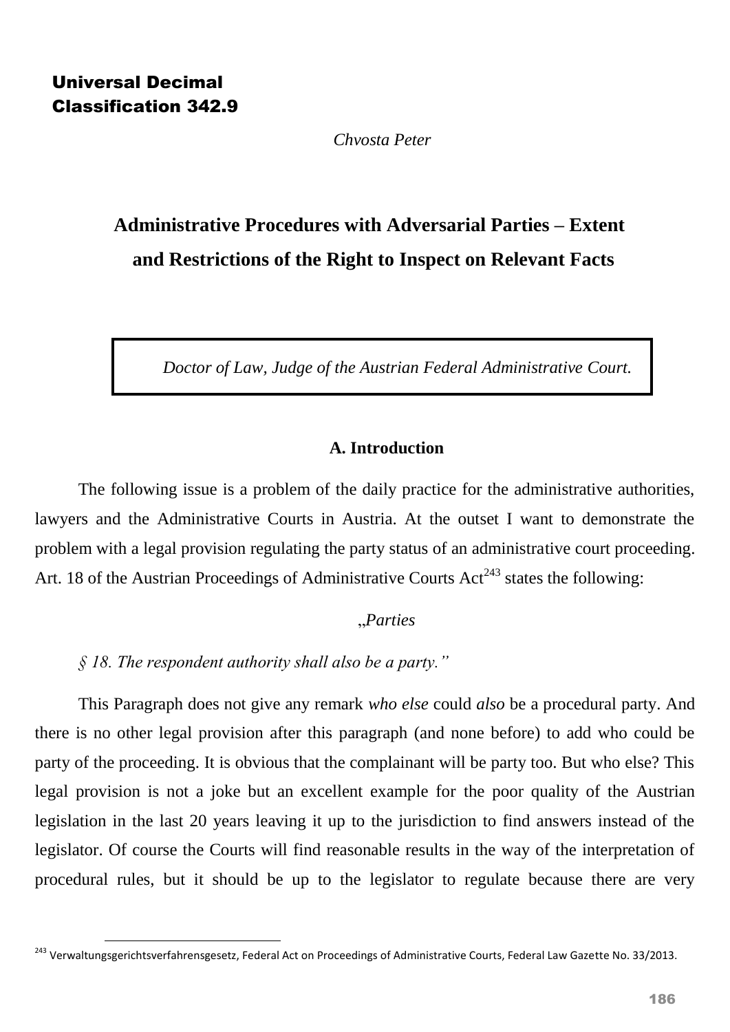**Universal Decimal Classification 342.9**

*Chvosta Peter*

# Administrative Procedures with Adversarial Parties – Extent and Restrictions of the Right to Inspect on Relevant Facts

> *Doctor of Law, Judge of the Austrian Federal Administrative Court.*

## A. Introduction

The following issue is a problem of the daily practice for the administrative authorities, lawyers and the Administrative Courts in Austria. At the outset I want to demonstrate the problem with a legal provision regulating the party status of an administrative court proceeding. Art. 18 of the Austrian Proceedings of Administrative Courts Act[243] states the following:

„*Parties*

*§ 18. The respondent authority shall also be a party.”*

This Paragraph does not give any remark *who else* could *also* be a procedural party. And there is no other legal provision after this paragraph (and none before) to add who could be party of the proceeding. It is obvious that the complainant will be party too. But who else? This legal provision is not a joke but an excellent example for the poor quality of the Austrian legislation in the last 20 years leaving it up to the jurisdiction to find answers instead of the legislator. Of course the Courts will find reasonable results in the way of the interpretation of procedural rules, but it should be up to the legislator to regulate because there are very

---

[243] Verwaltungsgerichtsverfahrensgesetz, Federal Act on Proceedings of Administrative Courts, Federal Law Gazette No. 33/2013.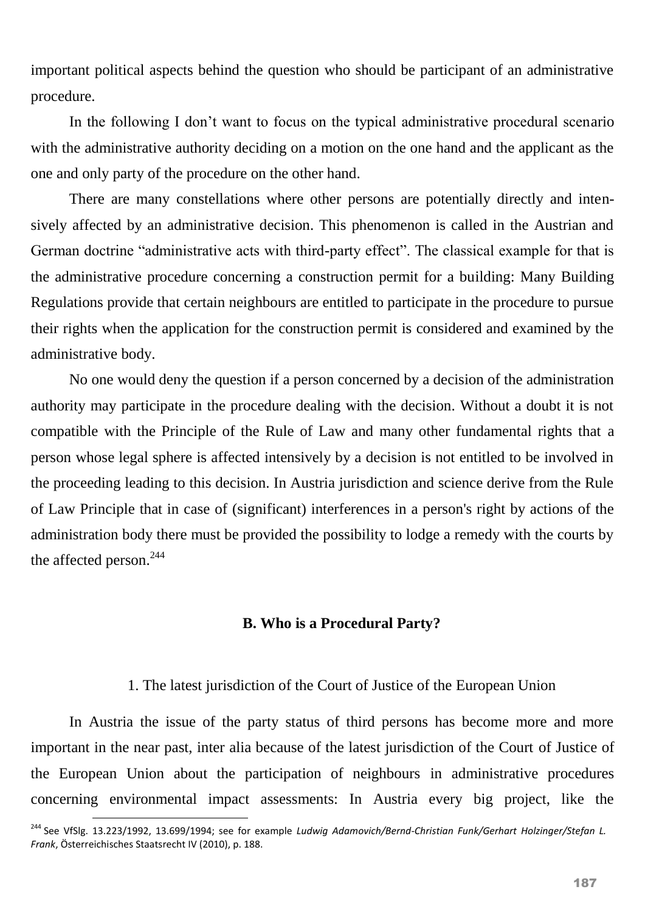important political aspects behind the question who should be participant of an administrative procedure.

In the following I don't want to focus on the typical administrative procedural scenario with the administrative authority deciding on a motion on the one hand and the applicant as the one and only party of the procedure on the other hand.

There are many constellations where other persons are potentially directly and intensively affected by an administrative decision. This phenomenon is called in the Austrian and German doctrine "administrative acts with third-party effect". The classical example for that is the administrative procedure concerning a construction permit for a building: Many Building Regulations provide that certain neighbours are entitled to participate in the procedure to pursue their rights when the application for the construction permit is considered and examined by the administrative body.

No one would deny the question if a person concerned by a decision of the administration authority may participate in the procedure dealing with the decision. Without a doubt it is not compatible with the Principle of the Rule of Law and many other fundamental rights that a person whose legal sphere is affected intensively by a decision is not entitled to be involved in the proceeding leading to this decision. In Austria jurisdiction and science derive from the Rule of Law Principle that in case of (significant) interferences in a person's right by actions of the administration body there must be provided the possibility to lodge a remedy with the courts by the affected person.[244]

## B. Who is a Procedural Party?

### 1. The latest jurisdiction of the Court of Justice of the European Union

In Austria the issue of the party status of third persons has become more and more important in the near past, inter alia because of the latest jurisdiction of the Court of Justice of the European Union about the participation of neighbours in administrative procedures concerning environmental impact assessments: In Austria every big project, like the

[244] See VfSlg. 13.223/1992, 13.699/1994; see for example *Ludwig Adamovich/Bernd-Christian Funk/Gerhart Holzinger/Stefan L. Frank*, Österreichisches Staatsrecht IV (2010), p. 188.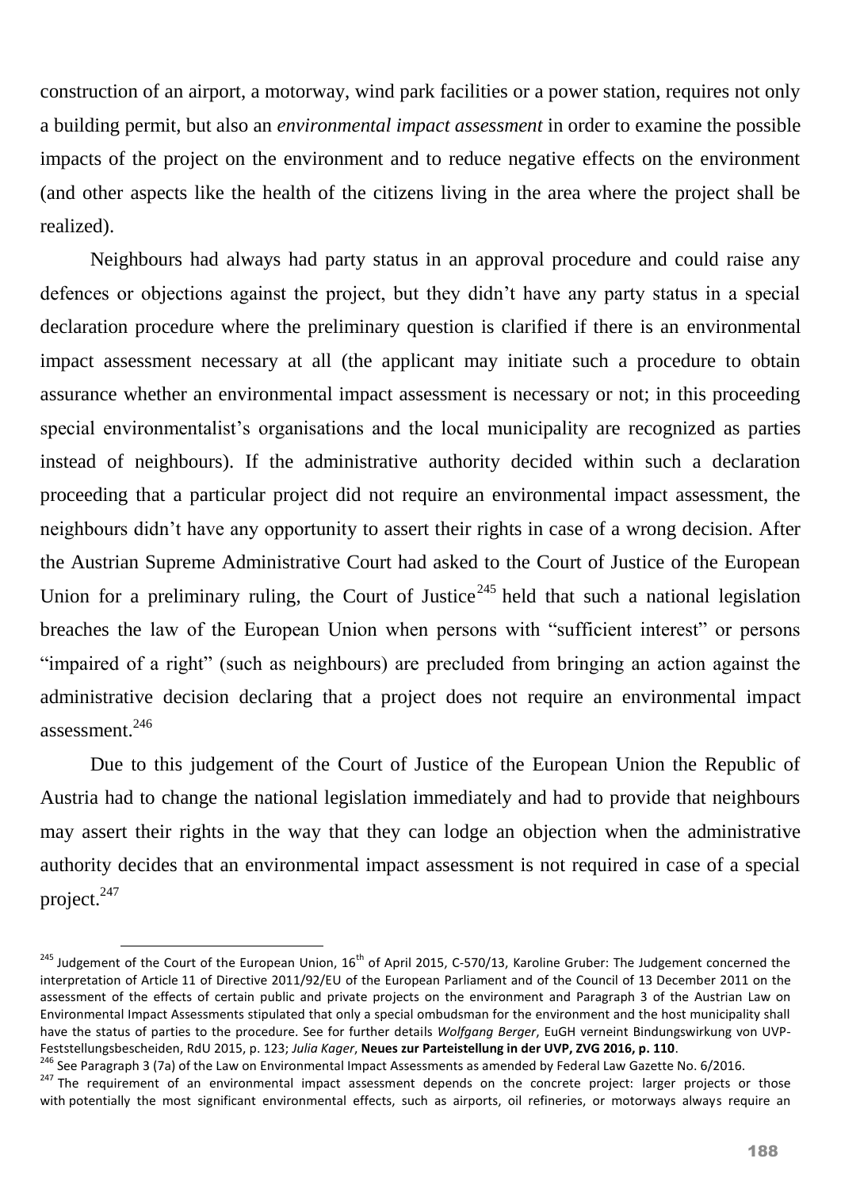construction of an airport, a motorway, wind park facilities or a power station, requires not only a building permit, but also an *environmental impact assessment* in order to examine the possible impacts of the project on the environment and to reduce negative effects on the environment (and other aspects like the health of the citizens living in the area where the project shall be realized).

Neighbours had always had party status in an approval procedure and could raise any defences or objections against the project, but they didn't have any party status in a special declaration procedure where the preliminary question is clarified if there is an environmental impact assessment necessary at all (the applicant may initiate such a procedure to obtain assurance whether an environmental impact assessment is necessary or not; in this proceeding special environmentalist's organisations and the local municipality are recognized as parties instead of neighbours). If the administrative authority decided within such a declaration proceeding that a particular project did not require an environmental impact assessment, the neighbours didn't have any opportunity to assert their rights in case of a wrong decision. After the Austrian Supreme Administrative Court had asked to the Court of Justice of the European Union for a preliminary ruling, the Court of Justice[245] held that such a national legislation breaches the law of the European Union when persons with "sufficient interest" or persons "impaired of a right" (such as neighbours) are precluded from bringing an action against the administrative decision declaring that a project does not require an environmental impact assessment.[246]

Due to this judgement of the Court of Justice of the European Union the Republic of Austria had to change the national legislation immediately and had to provide that neighbours may assert their rights in the way that they can lodge an objection when the administrative authority decides that an environmental impact assessment is not required in case of a special project.[247]

---

[245] Judgement of the Court of the European Union, 16th of April 2015, C-570/13, Karoline Gruber: The Judgement concerned the interpretation of Article 11 of Directive 2011/92/EU of the European Parliament and of the Council of 13 December 2011 on the assessment of the effects of certain public and private projects on the environment and Paragraph 3 of the Austrian Law on Environmental Impact Assessments stipulated that only a special ombudsman for the environment and the host municipality shall have the status of parties to the procedure. See for further details *Wolfgang Berger*, EuGH verneint Bindungswirkung von UVP-Feststellungsbescheiden, RdU 2015, p. 123; *Julia Kager*, **Neues zur Parteistellung in der UVP, ZVG 2016, p. 110**.

[246] See Paragraph 3 (7a) of the Law on Environmental Impact Assessments as amended by Federal Law Gazette No. 6/2016.

[247] The requirement of an environmental impact assessment depends on the concrete project: larger projects or those with potentially the most significant environmental effects, such as airports, oil refineries, or motorways always require an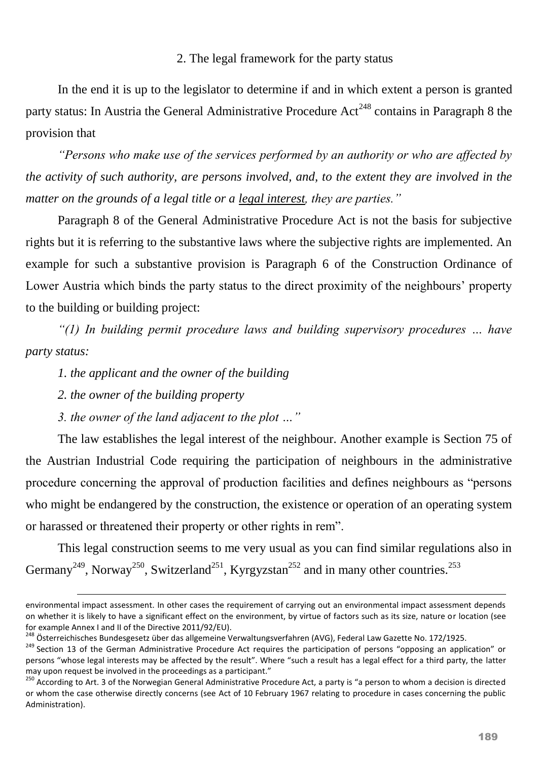## 2. The legal framework for the party status

In the end it is up to the legislator to determine if and in which extent a person is granted party status: In Austria the General Administrative Procedure Act[248] contains in Paragraph 8 the provision that

*"Persons who make use of the services performed by an authority or who are affected by the activity of such authority, are persons involved, and, to the extent they are involved in the matter on the grounds of a legal title or a legal interest, they are parties."*

Paragraph 8 of the General Administrative Procedure Act is not the basis for subjective rights but it is referring to the substantive laws where the subjective rights are implemented. An example for such a substantive provision is Paragraph 6 of the Construction Ordinance of Lower Austria which binds the party status to the direct proximity of the neighbours' property to the building or building project:

*"(1) In building permit procedure laws and building supervisory procedures … have party status:*

*1. the applicant and the owner of the building*

*2. the owner of the building property*

*3. the owner of the land adjacent to the plot …"*

The law establishes the legal interest of the neighbour. Another example is Section 75 of the Austrian Industrial Code requiring the participation of neighbours in the administrative procedure concerning the approval of production facilities and defines neighbours as "persons who might be endangered by the construction, the existence or operation of an operating system or harassed or threatened their property or other rights in rem".

This legal construction seems to me very usual as you can find similar regulations also in Germany[249], Norway[250], Switzerland[251], Kyrgyzstan[252] and in many other countries.[253]

---

environmental impact assessment. In other cases the requirement of carrying out an environmental impact assessment depends on whether it is likely to have a significant effect on the environment, by virtue of factors such as its size, nature or location (see for example Annex I and II of the Directive 2011/92/EU).

[248] Österreichisches Bundesgesetz über das allgemeine Verwaltungsverfahren (AVG), Federal Law Gazette No. 172/1925.

[249] Section 13 of the German Administrative Procedure Act requires the participation of persons "opposing an application" or persons "whose legal interests may be affected by the result". Where "such a result has a legal effect for a third party, the latter may upon request be involved in the proceedings as a participant."

[250] According to Art. 3 of the Norwegian General Administrative Procedure Act, a party is "a person to whom a decision is directed or whom the case otherwise directly concerns (see Act of 10 February 1967 relating to procedure in cases concerning the public Administration).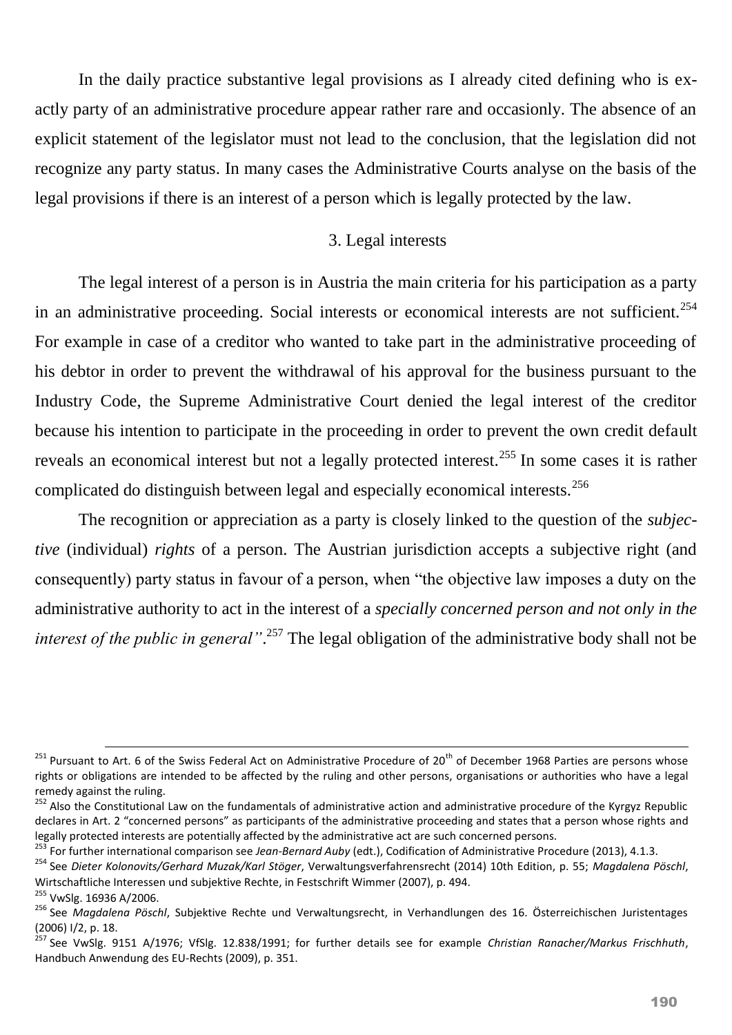In the daily practice substantive legal provisions as I already cited defining who is exactly party of an administrative procedure appear rather rare and occasionly. The absence of an explicit statement of the legislator must not lead to the conclusion, that the legislation did not recognize any party status. In many cases the Administrative Courts analyse on the basis of the legal provisions if there is an interest of a person which is legally protected by the law.

### 3. Legal interests

The legal interest of a person is in Austria the main criteria for his participation as a party in an administrative proceeding. Social interests or economical interests are not sufficient.[254] For example in case of a creditor who wanted to take part in the administrative proceeding of his debtor in order to prevent the withdrawal of his approval for the business pursuant to the Industry Code, the Supreme Administrative Court denied the legal interest of the creditor because his intention to participate in the proceeding in order to prevent the own credit default reveals an economical interest but not a legally protected interest.[255] In some cases it is rather complicated do distinguish between legal and especially economical interests.[256]

The recognition or appreciation as a party is closely linked to the question of the *subjective* (individual) *rights* of a person. The Austrian jurisdiction accepts a subjective right (and consequently) party status in favour of a person, when "the objective law imposes a duty on the administrative authority to act in the interest of a *specially concerned person and not only in the interest of the public in general"*.[257] The legal obligation of the administrative body shall not be

---

[251] Pursuant to Art. 6 of the Swiss Federal Act on Administrative Procedure of 20th of December 1968 Parties are persons whose rights or obligations are intended to be affected by the ruling and other persons, organisations or authorities who have a legal remedy against the ruling.

[252] Also the Constitutional Law on the fundamentals of administrative action and administrative procedure of the Kyrgyz Republic declares in Art. 2 "concerned persons" as participants of the administrative proceeding and states that a person whose rights and legally protected interests are potentially affected by the administrative act are such concerned persons.

[253] For further international comparison see *Jean-Bernard Auby* (edt.), Codification of Administrative Procedure (2013), 4.1.3.

[254] See *Dieter Kolonovits/Gerhard Muzak/Karl Stöger*, Verwaltungsverfahrensrecht (2014) 10th Edition, p. 55; *Magdalena Pöschl*, Wirtschaftliche Interessen und subjektive Rechte, in Festschrift Wimmer (2007), p. 494.

[255] VwSlg. 16936 A/2006.

[256] See *Magdalena Pöschl*, Subjektive Rechte und Verwaltungsrecht, in Verhandlungen des 16. Österreichischen Juristentages (2006) I/2, p. 18.

[257] See VwSlg. 9151 A/1976; VfSlg. 12.838/1991; for further details see for example *Christian Ranacher/Markus Frischhuth*, Handbuch Anwendung des EU-Rechts (2009), p. 351.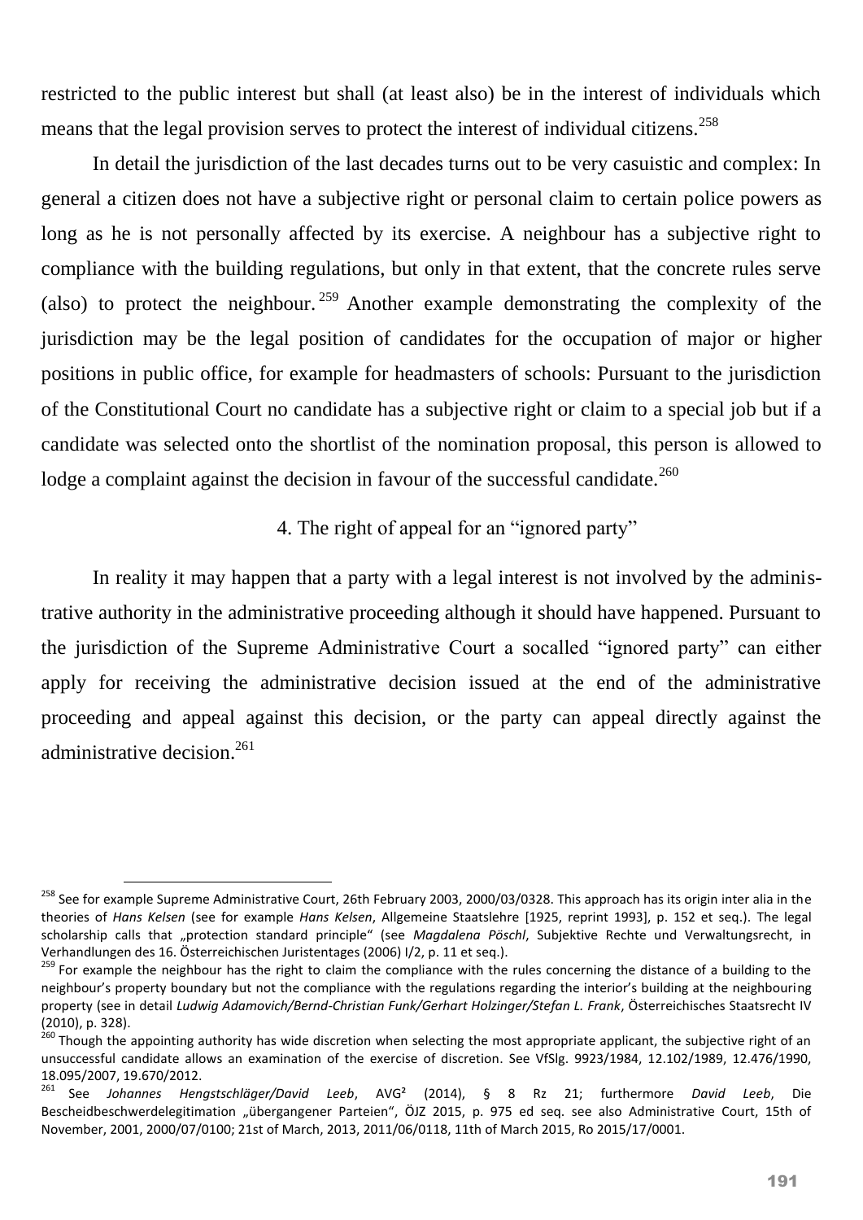restricted to the public interest but shall (at least also) be in the interest of individuals which means that the legal provision serves to protect the interest of individual citizens.[258]

In detail the jurisdiction of the last decades turns out to be very casuistic and complex: In general a citizen does not have a subjective right or personal claim to certain police powers as long as he is not personally affected by its exercise. A neighbour has a subjective right to compliance with the building regulations, but only in that extent, that the concrete rules serve (also) to protect the neighbour.[259] Another example demonstrating the complexity of the jurisdiction may be the legal position of candidates for the occupation of major or higher positions in public office, for example for headmasters of schools: Pursuant to the jurisdiction of the Constitutional Court no candidate has a subjective right or claim to a special job but if a candidate was selected onto the shortlist of the nomination proposal, this person is allowed to lodge a complaint against the decision in favour of the successful candidate.[260]

### 4. The right of appeal for an "ignored party"

In reality it may happen that a party with a legal interest is not involved by the administrative authority in the administrative proceeding although it should have happened. Pursuant to the jurisdiction of the Supreme Administrative Court a socalled "ignored party" can either apply for receiving the administrative decision issued at the end of the administrative proceeding and appeal against this decision, or the party can appeal directly against the administrative decision.[261]

---

[258] See for example Supreme Administrative Court, 26th February 2003, 2000/03/0328. This approach has its origin inter alia in the theories of *Hans Kelsen* (see for example *Hans Kelsen*, Allgemeine Staatslehre [1925, reprint 1993], p. 152 et seq.). The legal scholarship calls that „protection standard principle" (see *Magdalena Pöschl*, Subjektive Rechte und Verwaltungsrecht, in Verhandlungen des 16. Österreichischen Juristentages (2006) I/2, p. 11 et seq.).

[259] For example the neighbour has the right to claim the compliance with the rules concerning the distance of a building to the neighbour's property boundary but not the compliance with the regulations regarding the interior's building at the neighbouring property (see in detail *Ludwig Adamovich/Bernd-Christian Funk/Gerhart Holzinger/Stefan L. Frank*, Österreichisches Staatsrecht IV (2010), p. 328).

[260] Though the appointing authority has wide discretion when selecting the most appropriate applicant, the subjective right of an unsuccessful candidate allows an examination of the exercise of discretion. See VfSlg. 9923/1984, 12.102/1989, 12.476/1990, 18.095/2007, 19.670/2012.

[261] See *Johannes Hengstschläger/David Leeb*, AVG² (2014), § 8 Rz 21; furthermore *David Leeb*, Die Bescheidbeschwerdelegitimation „übergangener Parteien", ÖJZ 2015, p. 975 ed seq. see also Administrative Court, 15th of November, 2001, 2000/07/0100; 21st of March, 2013, 2011/06/0118, 11th of March 2015, Ro 2015/17/0001.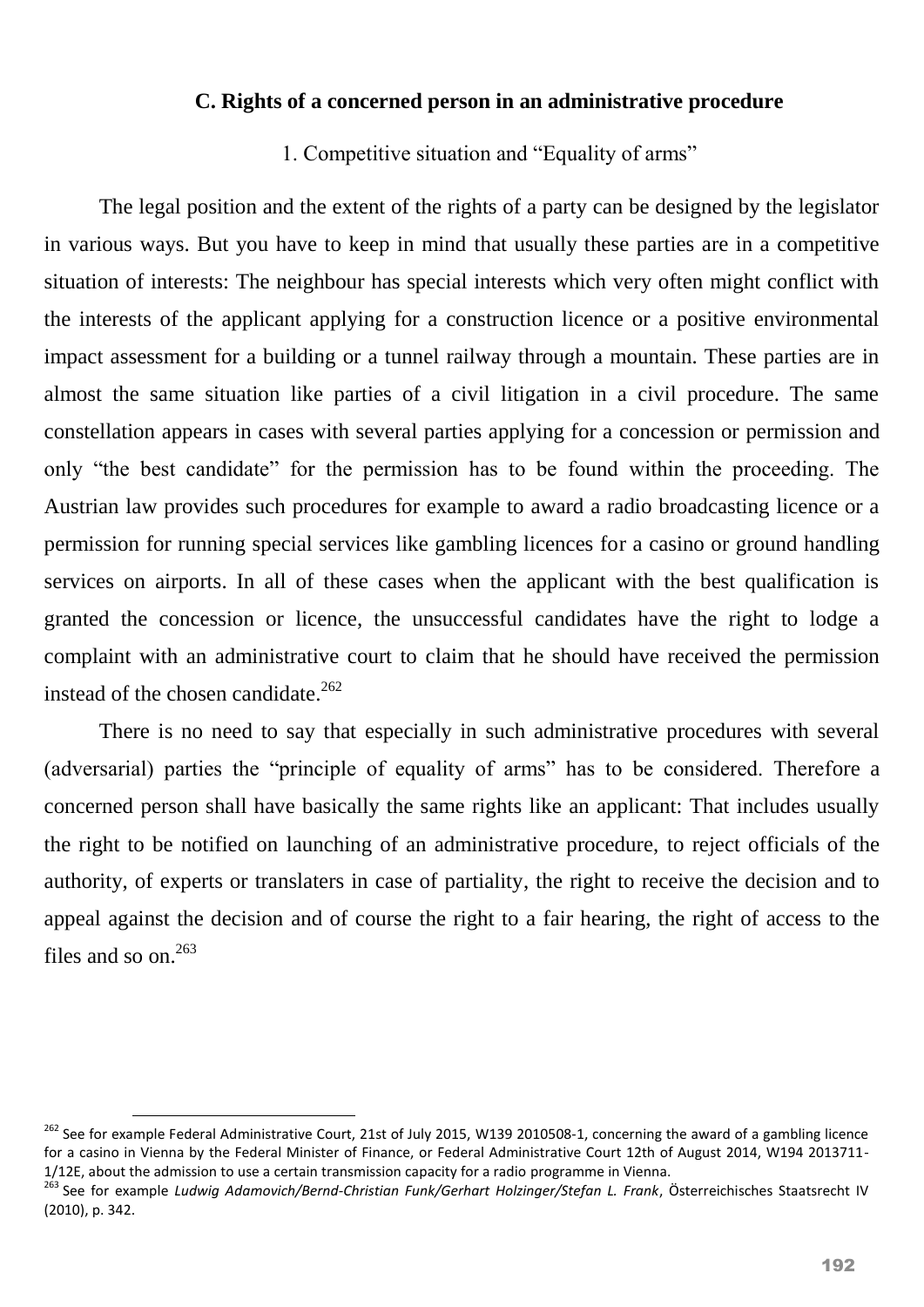### C. Rights of a concerned person in an administrative procedure

1. Competitive situation and "Equality of arms"

The legal position and the extent of the rights of a party can be designed by the legislator in various ways. But you have to keep in mind that usually these parties are in a competitive situation of interests: The neighbour has special interests which very often might conflict with the interests of the applicant applying for a construction licence or a positive environmental impact assessment for a building or a tunnel railway through a mountain. These parties are in almost the same situation like parties of a civil litigation in a civil procedure. The same constellation appears in cases with several parties applying for a concession or permission and only "the best candidate" for the permission has to be found within the proceeding. The Austrian law provides such procedures for example to award a radio broadcasting licence or a permission for running special services like gambling licences for a casino or ground handling services on airports. In all of these cases when the applicant with the best qualification is granted the concession or licence, the unsuccessful candidates have the right to lodge a complaint with an administrative court to claim that he should have received the permission instead of the chosen candidate.[262]

There is no need to say that especially in such administrative procedures with several (adversarial) parties the "principle of equality of arms" has to be considered. Therefore a concerned person shall have basically the same rights like an applicant: That includes usually the right to be notified on launching of an administrative procedure, to reject officials of the authority, of experts or translaters in case of partiality, the right to receive the decision and to appeal against the decision and of course the right to a fair hearing, the right of access to the files and so on.[263]

---

[262] See for example Federal Administrative Court, 21st of July 2015, W139 2010508-1, concerning the award of a gambling licence for a casino in Vienna by the Federal Minister of Finance, or Federal Administrative Court 12th of August 2014, W194 2013711-1/12E, about the admission to use a certain transmission capacity for a radio programme in Vienna.

[263] See for example *Ludwig Adamovich/Bernd-Christian Funk/Gerhart Holzinger/Stefan L. Frank*, Österreichisches Staatsrecht IV (2010), p. 342.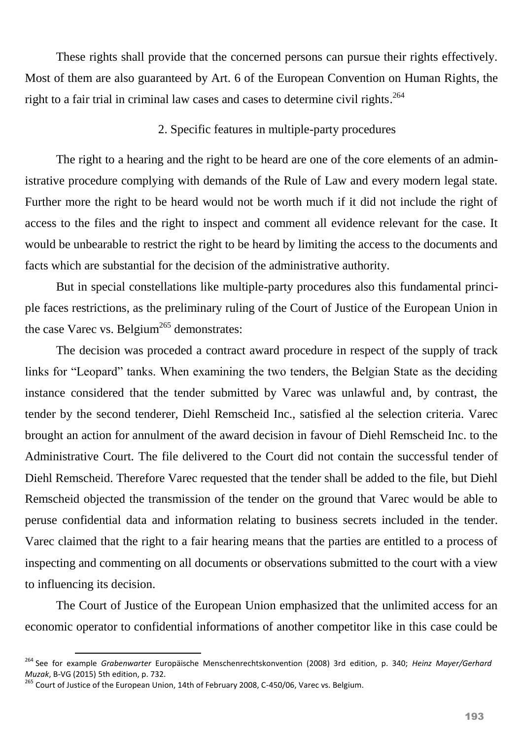These rights shall provide that the concerned persons can pursue their rights effectively. Most of them are also guaranteed by Art. 6 of the European Convention on Human Rights, the right to a fair trial in criminal law cases and cases to determine civil rights.[264]

### 2. Specific features in multiple-party procedures

The right to a hearing and the right to be heard are one of the core elements of an administrative procedure complying with demands of the Rule of Law and every modern legal state. Further more the right to be heard would not be worth much if it did not include the right of access to the files and the right to inspect and comment all evidence relevant for the case. It would be unbearable to restrict the right to be heard by limiting the access to the documents and facts which are substantial for the decision of the administrative authority.

But in special constellations like multiple-party procedures also this fundamental principle faces restrictions, as the preliminary ruling of the Court of Justice of the European Union in the case Varec vs. Belgium[265] demonstrates:

The decision was proceded a contract award procedure in respect of the supply of track links for "Leopard" tanks. When examining the two tenders, the Belgian State as the deciding instance considered that the tender submitted by Varec was unlawful and, by contrast, the tender by the second tenderer, Diehl Remscheid Inc., satisfied al the selection criteria. Varec brought an action for annulment of the award decision in favour of Diehl Remscheid Inc. to the Administrative Court. The file delivered to the Court did not contain the successful tender of Diehl Remscheid. Therefore Varec requested that the tender shall be added to the file, but Diehl Remscheid objected the transmission of the tender on the ground that Varec would be able to peruse confidential data and information relating to business secrets included in the tender. Varec claimed that the right to a fair hearing means that the parties are entitled to a process of inspecting and commenting on all documents or observations submitted to the court with a view to influencing its decision.

The Court of Justice of the European Union emphasized that the unlimited access for an economic operator to confidential informations of another competitor like in this case could be

---

[264] See for example *Grabenwarter* Europäische Menschenrechtskonvention (2008) 3rd edition, p. 340; *Heinz Mayer/Gerhard Muzak*, B-VG (2015) 5th edition, p. 732.

[265] Court of Justice of the European Union, 14th of February 2008, C-450/06, Varec vs. Belgium.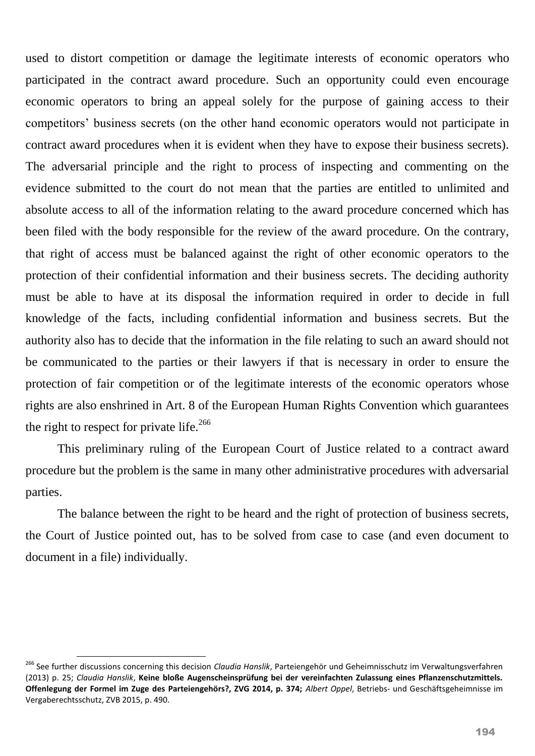used to distort competition or damage the legitimate interests of economic operators who participated in the contract award procedure. Such an opportunity could even encourage economic operators to bring an appeal solely for the purpose of gaining access to their competitors' business secrets (on the other hand economic operators would not participate in contract award procedures when it is evident when they have to expose their business secrets). The adversarial principle and the right to process of inspecting and commenting on the evidence submitted to the court do not mean that the parties are entitled to unlimited and absolute access to all of the information relating to the award procedure concerned which has been filed with the body responsible for the review of the award procedure. On the contrary, that right of access must be balanced against the right of other economic operators to the protection of their confidential information and their business secrets. The deciding authority must be able to have at its disposal the information required in order to decide in full knowledge of the facts, including confidential information and business secrets. But the authority also has to decide that the information in the file relating to such an award should not be communicated to the parties or their lawyers if that is necessary in order to ensure the protection of fair competition or of the legitimate interests of the economic operators whose rights are also enshrined in Art. 8 of the European Human Rights Convention which guarantees the right to respect for private life.[266]

This preliminary ruling of the European Court of Justice related to a contract award procedure but the problem is the same in many other administrative procedures with adversarial parties.

The balance between the right to be heard and the right of protection of business secrets, the Court of Justice pointed out, has to be solved from case to case (and even document to document in a file) individually.

[266] See further discussions concerning this decision *Claudia Hanslik*, Parteiengehör und Geheimnisschutz im Verwaltungsverfahren (2013) p. 25; *Claudia Hanslik*, **Keine bloße Augenscheinsprüfung bei der vereinfachten Zulassung eines Pflanzenschutzmittels. Offenlegung der Formel im Zuge des Parteiengehörs?, ZVG 2014, p. 374;** *Albert Oppel*, Betriebs- und Geschäftsgeheimnisse im Vergaberechtsschutz, ZVB 2015, p. 490.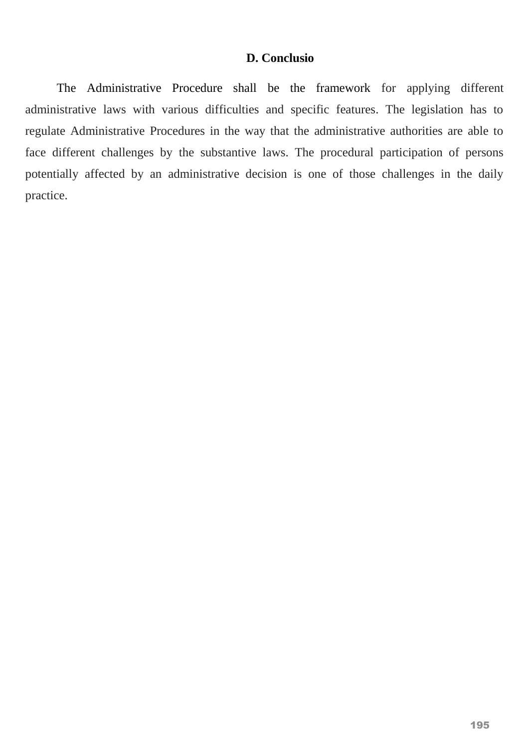### D. Conclusio

The Administrative Procedure shall be the framework for applying different administrative laws with various difficulties and specific features. The legislation has to regulate Administrative Procedures in the way that the administrative authorities are able to face different challenges by the substantive laws. The procedural participation of persons potentially affected by an administrative decision is one of those challenges in the daily practice.